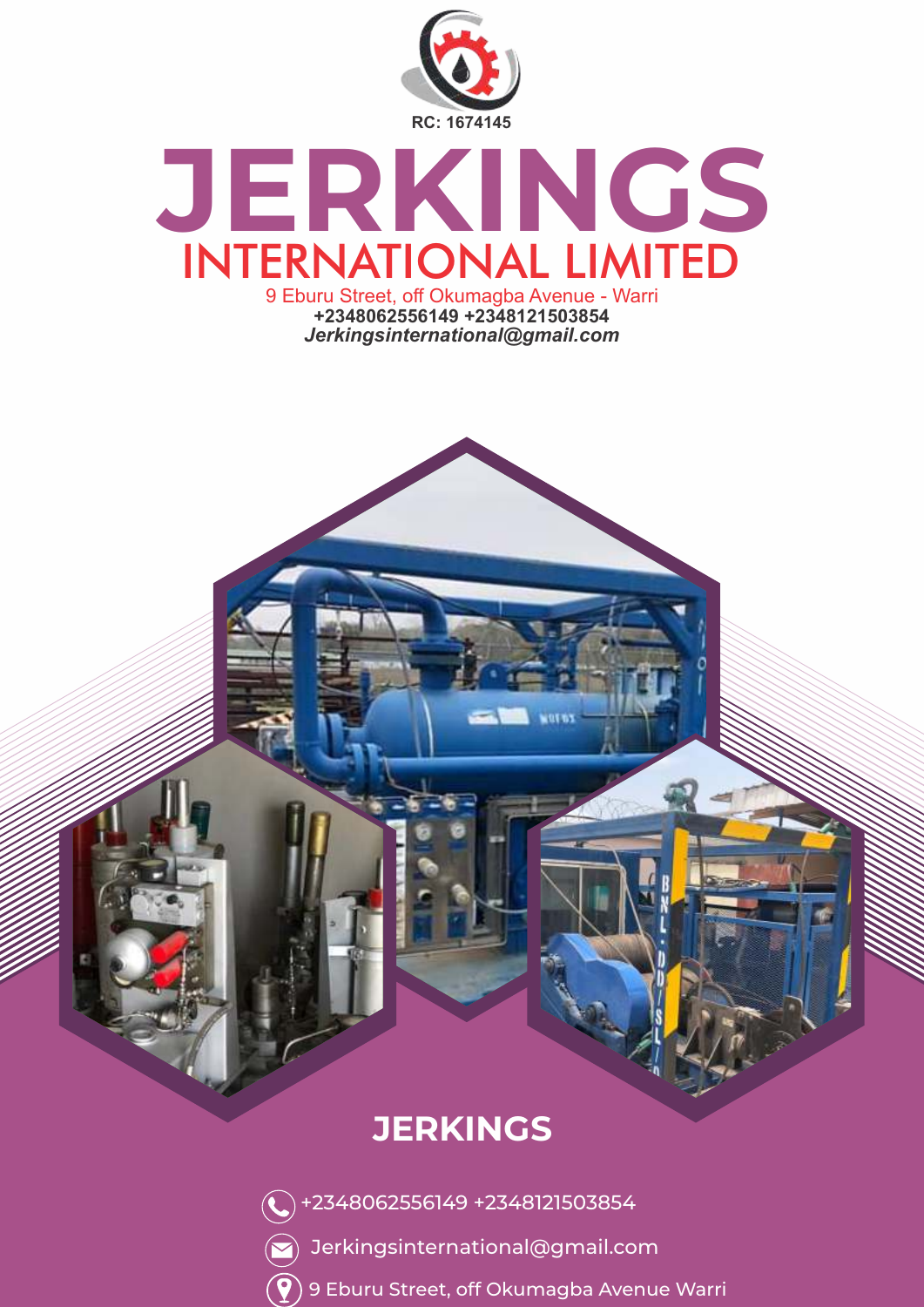RC: 1674145

# JERKINGS

## INTERNATIONAL LIMITED

9 Eburu Street, off Okumagba Avenue - Warri

**+2348062556149 +2348121503854**

***Jerkingsinternational@gmail.com***

## JERKINGS

+2348062556149 +2348121503854

Jerkingsinternational@gmail.com

9 Eburu Street, off Okumagba Avenue Warri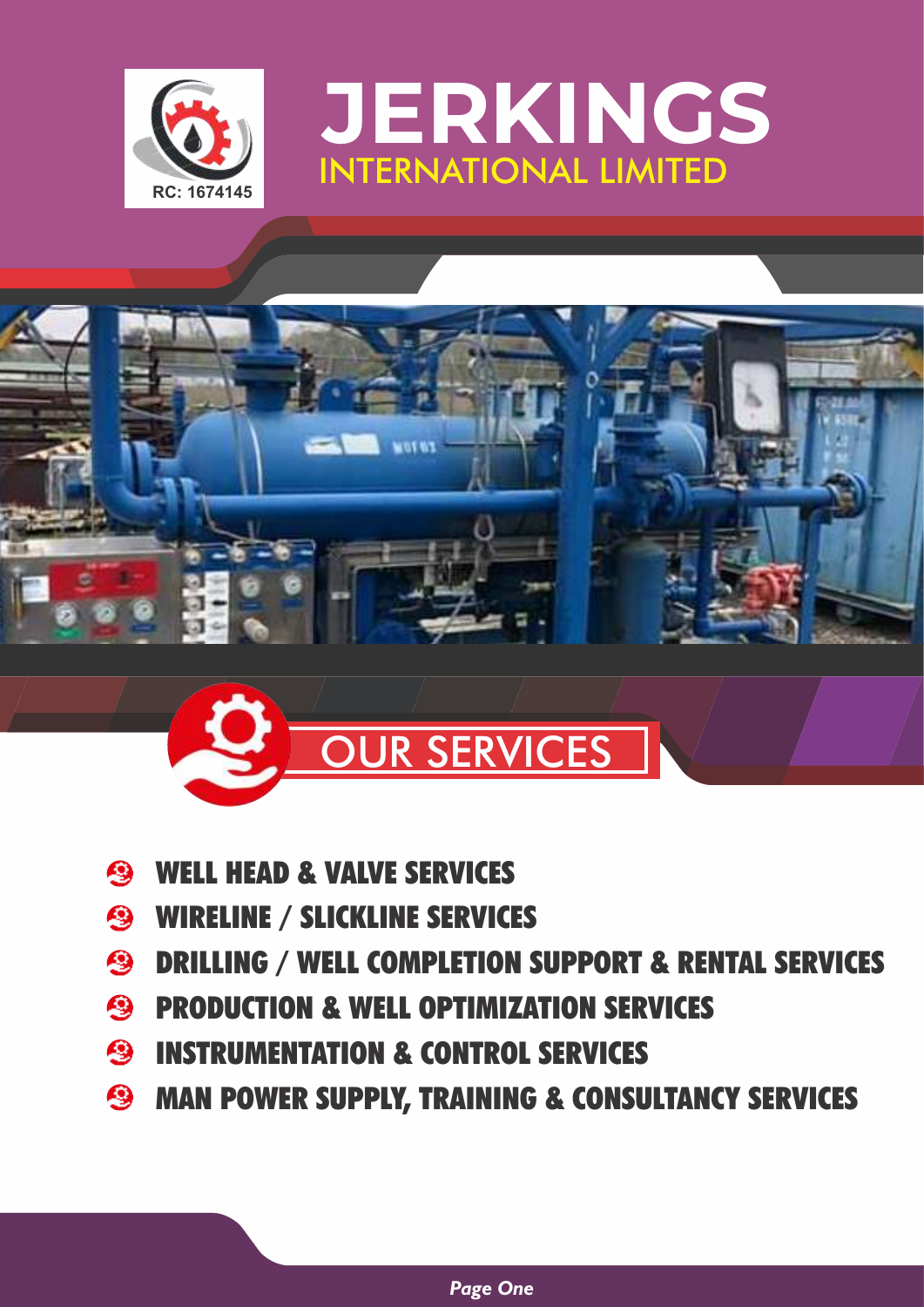RC: 1674145

# JERKINGS
## INTERNATIONAL LIMITED

## OUR SERVICES

- WELL HEAD & VALVE SERVICES
- WIRELINE / SLICKLINE SERVICES
- DRILLING / WELL COMPLETION SUPPORT & RENTAL SERVICES
- PRODUCTION & WELL OPTIMIZATION SERVICES
- INSTRUMENTATION & CONTROL SERVICES
- MAN POWER SUPPLY, TRAINING & CONSULTANCY SERVICES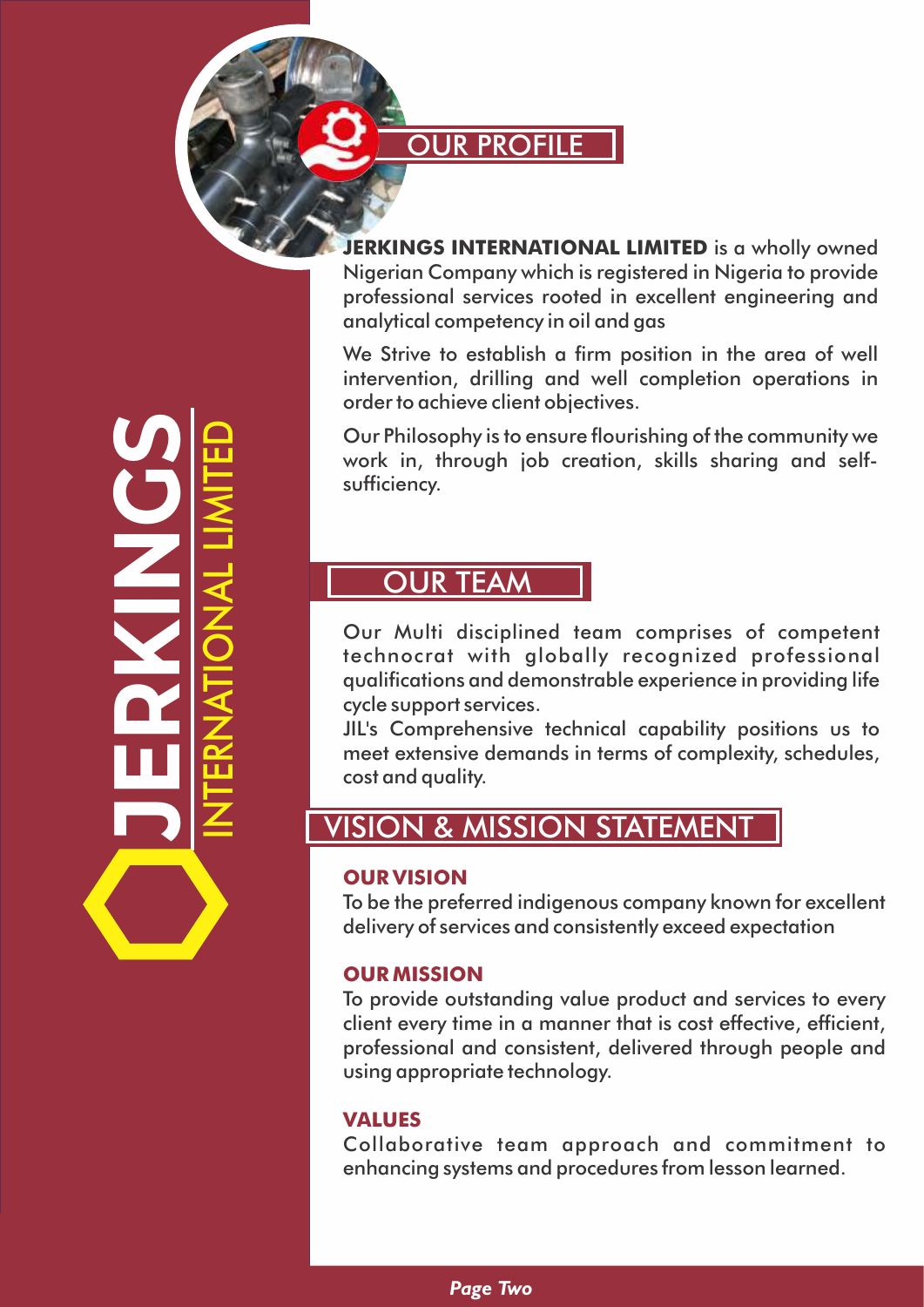## OUR PROFILE

**JERKINGS INTERNATIONAL LIMITED** is a wholly owned Nigerian Company which is registered in Nigeria to provide professional services rooted in excellent engineering and analytical competency in oil and gas

We Strive to establish a firm position in the area of well intervention, drilling and well completion operations in order to achieve client objectives.

Our Philosophy is to ensure flourishing of the community we work in, through job creation, skills sharing and self-sufficiency.

## OUR TEAM

Our Multi disciplined team comprises of competent technocrat with globally recognized professional qualifications and demonstrable experience in providing life cycle support services.

JIL's Comprehensive technical capability positions us to meet extensive demands in terms of complexity, schedules, cost and quality.

## VISION & MISSION STATEMENT

### OUR VISION

To be the preferred indigenous company known for excellent delivery of services and consistently exceed expectation

### OUR MISSION

To provide outstanding value product and services to every client every time in a manner that is cost effective, efficient, professional and consistent, delivered through people and using appropriate technology.

### VALUES

Collaborative team approach and commitment to enhancing systems and procedures from lesson learned.

JERKINGS INTERNATIONAL LIMITED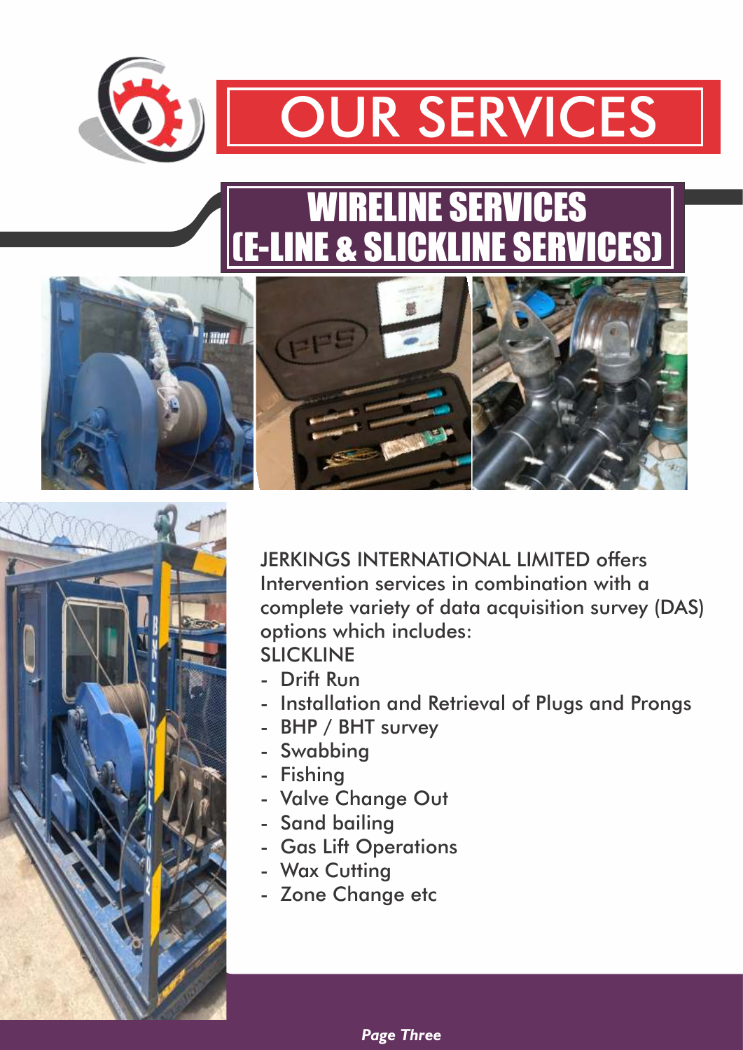# OUR SERVICES

## WIRELINE SERVICES (E-LINE & SLICKLINE SERVICES)

JERKINGS INTERNATIONAL LIMITED offers Intervention services in combination with a complete variety of data acquisition survey (DAS) options which includes:

SLICKLINE

- Drift Run
- Installation and Retrieval of Plugs and Prongs
- BHP / BHT survey
- Swabbing
- Fishing
- Valve Change Out
- Sand bailing
- Gas Lift Operations
- Wax Cutting
- Zone Change etc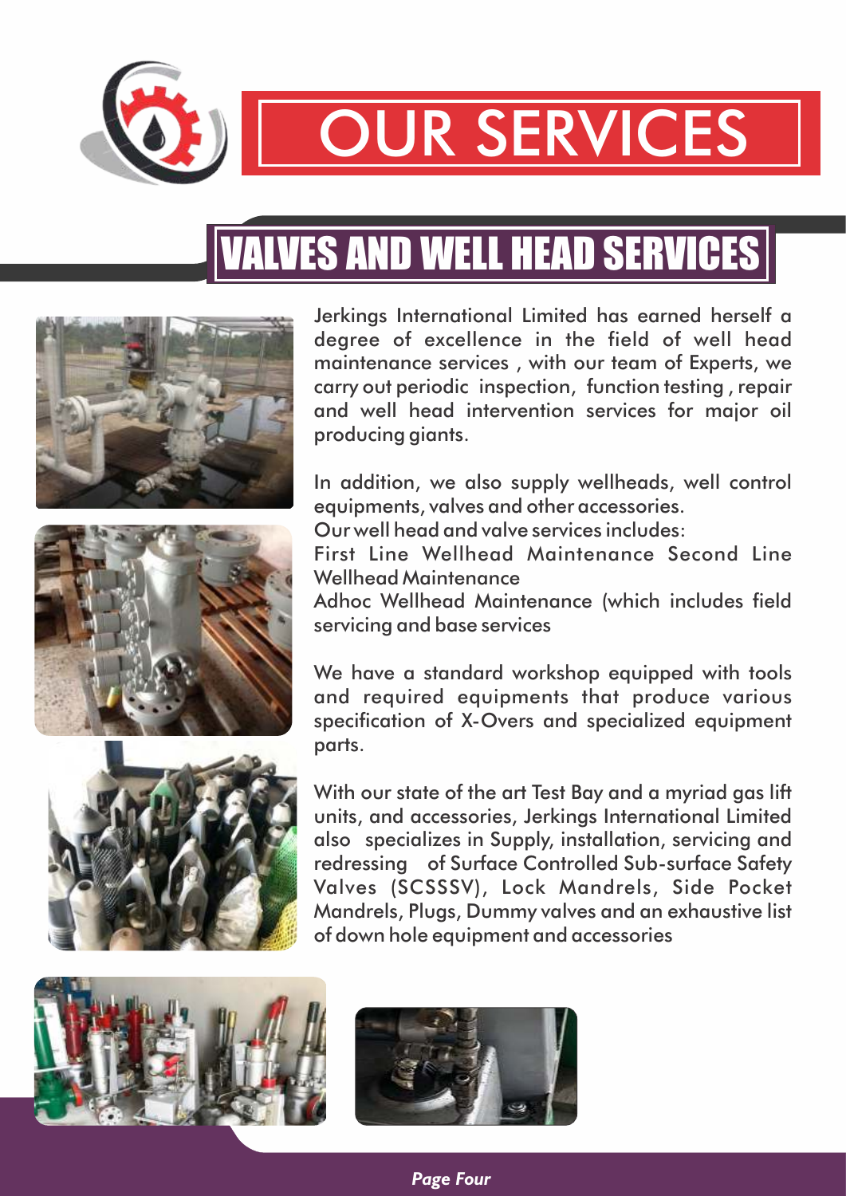# OUR SERVICES

## VALVES AND WELL HEAD SERVICES

Jerkings International Limited has earned herself a degree of excellence in the field of well head maintenance services , with our team of Experts, we carry out periodic inspection, function testing , repair and well head intervention services for major oil producing giants.

In addition, we also supply wellheads, well control equipments, valves and other accessories.
Our well head and valve services includes:
First Line Wellhead Maintenance Second Line Wellhead Maintenance
Adhoc Wellhead Maintenance (which includes field servicing and base services

We have a standard workshop equipped with tools and required equipments that produce various specification of X-Overs and specialized equipment parts.

With our state of the art Test Bay and a myriad gas lift units, and accessories, Jerkings International Limited also specializes in Supply, installation, servicing and redressing of Surface Controlled Sub-surface Safety Valves (SCSSSV), Lock Mandrels, Side Pocket Mandrels, Plugs, Dummy valves and an exhaustive list of down hole equipment and accessories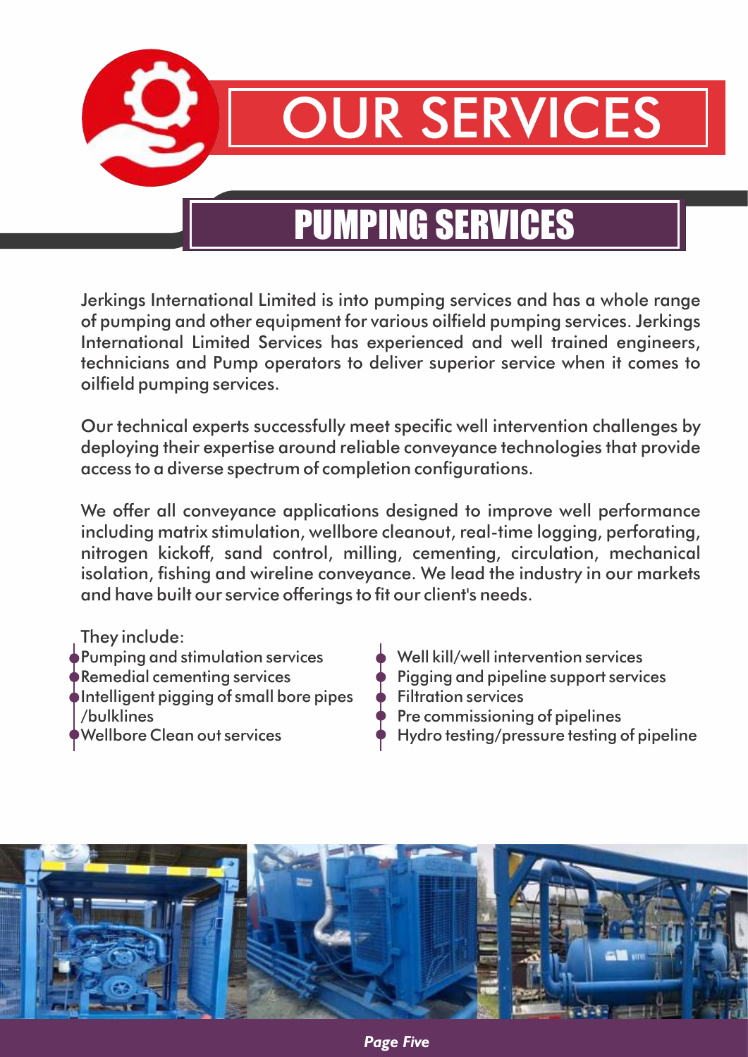# OUR SERVICES

## PUMPING SERVICES

Jerkings International Limited is into pumping services and has a whole range of pumping and other equipment for various oilfield pumping services. Jerkings International Limited Services has experienced and well trained engineers, technicians and Pump operators to deliver superior service when it comes to oilfield pumping services.

Our technical experts successfully meet specific well intervention challenges by deploying their expertise around reliable conveyance technologies that provide access to a diverse spectrum of completion configurations.

We offer all conveyance applications designed to improve well performance including matrix stimulation, wellbore cleanout, real-time logging, perforating, nitrogen kickoff, sand control, milling, cementing, circulation, mechanical isolation, fishing and wireline conveyance. We lead the industry in our markets and have built our service offerings to fit our client's needs.

They include:

- Pumping and stimulation services
- Remedial cementing services
- Intelligent pigging of small bore pipes /bulklines
- Wellbore Clean out services
- Well kill/well intervention services
- Pigging and pipeline support services
- Filtration services
- Pre commissioning of pipelines
- Hydro testing/pressure testing of pipeline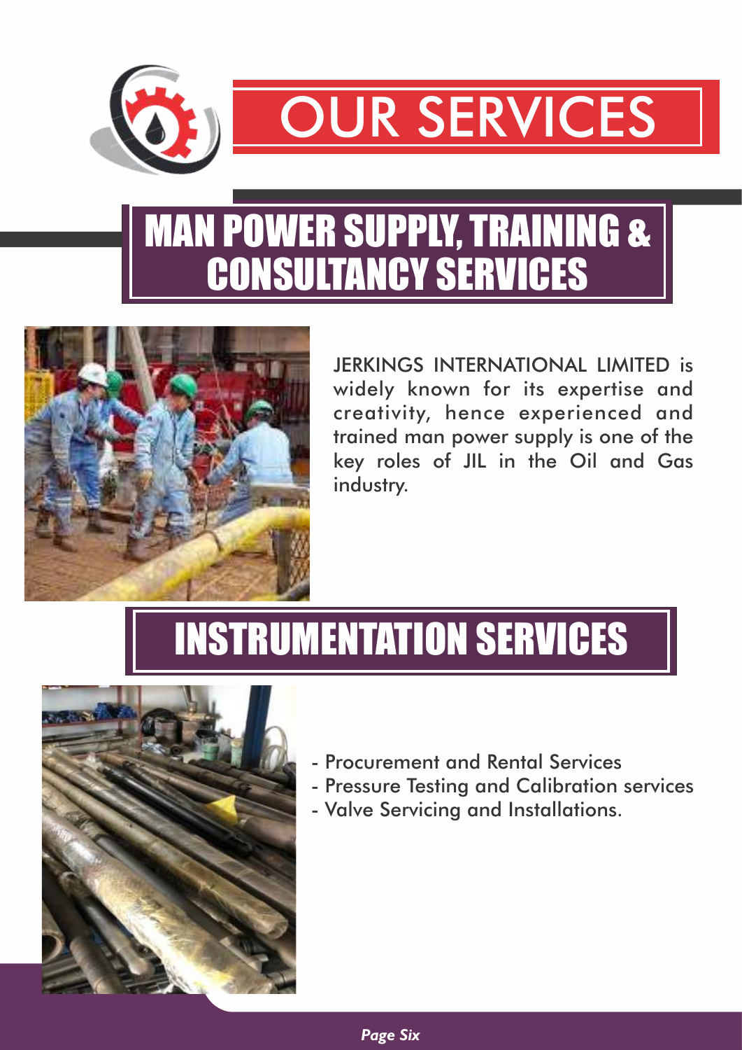# OUR SERVICES

## MAN POWER SUPPLY, TRAINING & CONSULTANCY SERVICES

JERKINGS INTERNATIONAL LIMITED is widely known for its expertise and creativity, hence experienced and trained man power supply is one of the key roles of JIL in the Oil and Gas industry.

## INSTRUMENTATION SERVICES

- Procurement and Rental Services
- Pressure Testing and Calibration services
- Valve Servicing and Installations.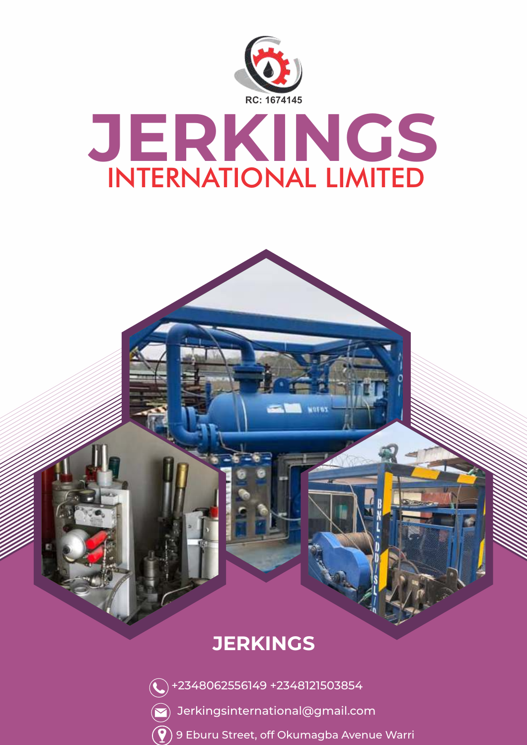RC: 1674145

# JERKINGS

## INTERNATIONAL LIMITED

**JERKINGS**

+2348062556149 +2348121503854

Jerkingsinternational@gmail.com

9 Eburu Street, off Okumagba Avenue Warri